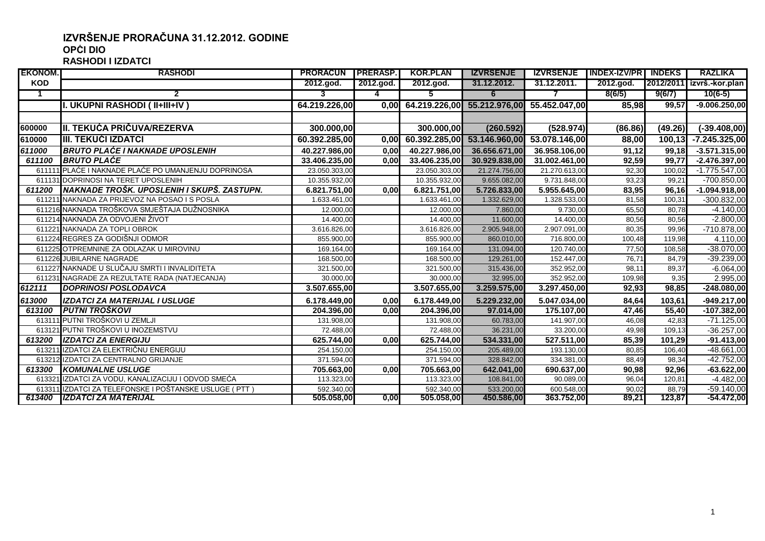# IZVRŠENJE PRORAČUNA 31.12.2012. GODINE

## OPĆI DIO

### RASHODI I IZDATCI

| EKONOM. KOD | RASHODI | PRORAČUN 2012.god. | PRERASP. 2012.god. | KOR.PLAN 2012.god. | IZVRŠENJE 31.12.2012. | IZVRŠENJE 31.12.2011. | INDEX-IZV/PR 2012.god. | INDEKS 2012/2011 | RAZLIKA izvrš.-kor.plan |
|---|---|---|---|---|---|---|---|---|---|
| 1 | 2 | 3 | 4 | 5 | 6 | 7 | 8(6/5) | 9(6/7) | 10(6-5) |
| | **I. UKUPNI RASHODI ( II+III+IV )** | **64.219.226,00** | **0,00** | **64.219.226,00** | **55.212.976,00** | **55.452.047,00** | **85,98** | **99,57** | **-9.006.250,00** |
| | | | | | | | | | |
| **600000** | **II. TEKUĆA PRIČUVA/REZERVA** | **300.000,00** | | **300.000,00** | **(260.592)** | **(528.974)** | **(86.86)** | **(49.26)** | **(-39.408,00)** |
| **610000** | **III. TEKUĆI IZDATCI** | **60.392.285,00** | **0,00** | **60.392.285,00** | **53.146.960,00** | **53.078.146,00** | **88,00** | **100,13** | **-7.245.325,00** |
| ***611000*** | ***BRUTO PLAĆE I NAKNADE UPOSLENIH*** | **40.227.986,00** | **0,00** | **40.227.986,00** | **36.656.671,00** | **36.958.106,00** | **91,12** | **99,18** | **-3.571.315,00** |
| ***611100*** | ***BRUTO PLAĆE*** | **33.406.235,00** | **0,00** | **33.406.235,00** | **30.929.838,00** | **31.002.461,00** | **92,59** | **99,77** | **-2.476.397,00** |
| 611111 | PLAĆE I NAKNADE PLAĆE PO UMANJENJU DOPRINOSA | 23.050.303,00 | | 23.050.303,00 | 21.274.756,00 | 21.270.613,00 | 92,30 | 100,02 | -1.775.547,00 |
| 611131 | DOPRINOSI NA TERET UPOSLENIH | 10.355.932,00 | | 10.355.932,00 | 9.655.082,00 | 9.731.848,00 | 93,23 | 99,21 | -700.850,00 |
| ***611200*** | ***NAKNADE TROŠK. UPOSLENIH I SKUPŠ. ZASTUPN.*** | **6.821.751,00** | **0,00** | **6.821.751,00** | **5.726.833,00** | **5.955.645,00** | **83,95** | **96,16** | **-1.094.918,00** |
| 611211 | NAKNADA ZA PRIJEVOZ NA POSAO I S POSLA | 1.633.461,00 | | 1.633.461,00 | 1.332.629,00 | 1.328.533,00 | 81,58 | 100,31 | -300.832,00 |
| 611216 | NAKNADA TROŠKOVA SMJEŠTAJA DUŽNOSNIKA | 12.000,00 | | 12.000,00 | 7.860,00 | 9.730,00 | 65,50 | 80,78 | -4.140,00 |
| 611214 | NAKNADA ZA ODVOJENI ŽIVOT | 14.400,00 | | 14.400,00 | 11.600,00 | 14.400,00 | 80,56 | 80,56 | -2.800,00 |
| 611221 | NAKNADA ZA TOPLI OBROK | 3.616.826,00 | | 3.616.826,00 | 2.905.948,00 | 2.907.091,00 | 80,35 | 99,96 | -710.878,00 |
| 611224 | REGRES ZA GODIŠNJI ODMOR | 855.900,00 | | 855.900,00 | 860.010,00 | 716.800,00 | 100,48 | 119,98 | 4.110,00 |
| 611225 | OTPREMNINE ZA ODLAZAK U MIROVINU | 169.164,00 | | 169.164,00 | 131.094,00 | 120.740,00 | 77,50 | 108,58 | -38.070,00 |
| 611226 | JUBILARNE NAGRADE | 168.500,00 | | 168.500,00 | 129.261,00 | 152.447,00 | 76,71 | 84,79 | -39.239,00 |
| 611227 | NAKNADE U SLUČAJU SMRTI I INVALIDITETA | 321.500,00 | | 321.500,00 | 315.436,00 | 352.952,00 | 98,11 | 89,37 | -6.064,00 |
| 611231 | NAGRADE ZA REZULTATE RADA (NATJECANJA) | 30.000,00 | | 30.000,00 | 32.995,00 | 352.952,00 | 109,98 | 9,35 | 2.995,00 |
| ***612111*** | ***DOPRINOSI POSLODAVCA*** | **3.507.655,00** | | **3.507.655,00** | **3.259.575,00** | **3.297.450,00** | **92,93** | **98,85** | **-248.080,00** |
| ***613000*** | ***IZDATCI ZA MATERIJAL I USLUGE*** | **6.178.449,00** | **0,00** | **6.178.449,00** | **5.229.232,00** | **5.047.034,00** | **84,64** | **103,61** | **-949.217,00** |
| ***613100*** | ***PUTNI TROŠKOVI*** | **204.396,00** | **0,00** | **204.396,00** | **97.014,00** | **175.107,00** | **47,46** | **55,40** | **-107.382,00** |
| 613111 | PUTNI TROŠKOVI U ZEMLJI | 131.908,00 | | 131.908,00 | 60.783,00 | 141.907,00 | 46,08 | 42,83 | -71.125,00 |
| 613121 | PUTNI TROŠKOVI U INOZEMSTVU | 72.488,00 | | 72.488,00 | 36.231,00 | 33.200,00 | 49,98 | 109,13 | -36.257,00 |
| ***613200*** | ***IZDATCI ZA ENERGIJU*** | **625.744,00** | **0,00** | **625.744,00** | **534.331,00** | **527.511,00** | **85,39** | **101,29** | **-91.413,00** |
| 613211 | IZDATCI ZA ELEKTRIČNU ENERGIJU | 254.150,00 | | 254.150,00 | 205.489,00 | 193.130,00 | 80,85 | 106,40 | -48.661,00 |
| 613212 | IZDATCI ZA CENTRALNO GRIJANJE | 371.594,00 | | 371.594,00 | 328.842,00 | 334.381,00 | 88,49 | 98,34 | -42.752,00 |
| ***613300*** | ***KOMUNALNE USLUGE*** | **705.663,00** | **0,00** | **705.663,00** | **642.041,00** | **690.637,00** | **90,98** | **92,96** | **-63.622,00** |
| 613321 | IZDATCI ZA VODU, KANALIZACIJU I ODVOD SMEĆA | 113.323,00 | | 113.323,00 | 108.841,00 | 90.089,00 | 96,04 | 120,81 | -4.482,00 |
| 613311 | IZDATCI ZA TELEFONSKE I POŠTANSKE USLUGE ( PTT ) | 592.340,00 | | 592.340,00 | 533.200,00 | 600.548,00 | 90,02 | 88,79 | -59.140,00 |
| ***613400*** | ***IZDATCI ZA MATERIJAL*** | **505.058,00** | **0,00** | **505.058,00** | **450.586,00** | **363.752,00** | **89,21** | **123,87** | **-54.472,00** |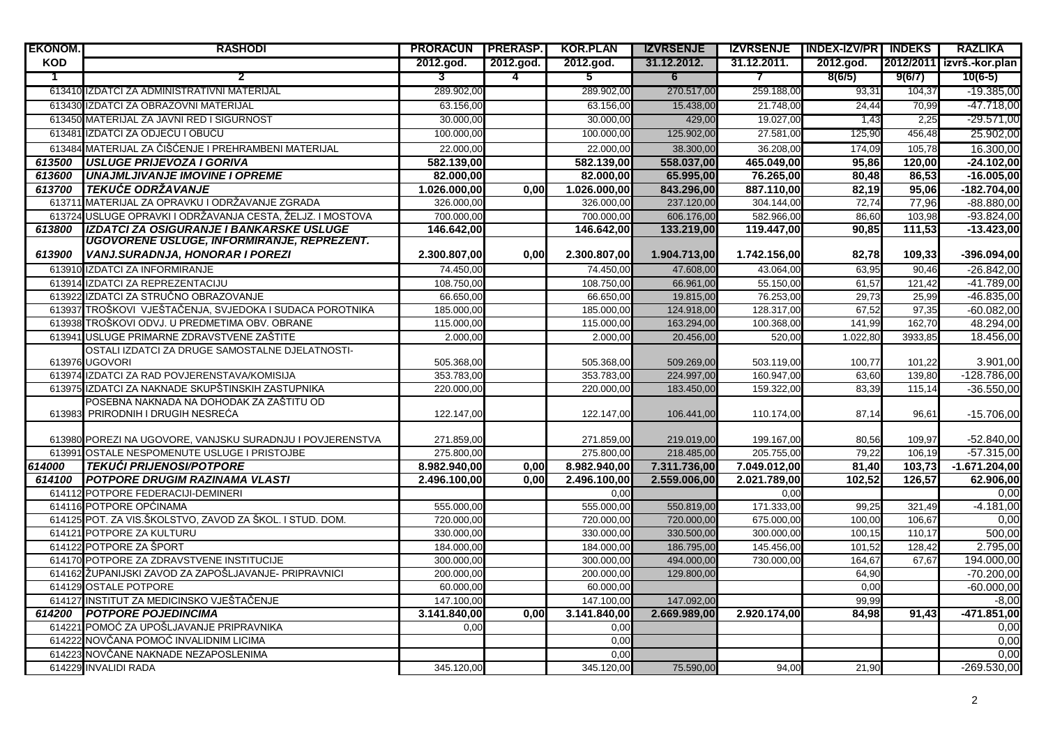| EKONOM. KOD | RASHODI | PRORAČUN 2012.god. | PRERASP. 2012.god. | KOR.PLAN 2012.god. | IZVRŠENJE 31.12.2012. | IZVRŠENJE 31.12.2011. | INDEX-IZV/PR 2012.god. | INDEKS 2012/2011 | RAZLIKA izvrš.-kor.plan |
|---|---|---|---|---|---|---|---|---|---|
| 1 | 2 | 3 | 4 | 5 | 6 | 7 | 8(6/5) | 9(6/7) | 10(6-5) |
| 613410 | IZDATCI ZA ADMINISTRATIVNI MATERIJAL | 289.902,00 | | 289.902,00 | 270.517,00 | 259.188,00 | 93,31 | 104,37 | -19.385,00 |
| 613430 | IZDATCI ZA OBRAZOVNI MATERIJAL | 63.156,00 | | 63.156,00 | 15.438,00 | 21.748,00 | 24,44 | 70,99 | -47.718,00 |
| 613450 | MATERIJAL ZA JAVNI RED I SIGURNOST | 30.000,00 | | 30.000,00 | 429,00 | 19.027,00 | 1,43 | 2,25 | -29.571,00 |
| 613481 | IZDATCI ZA ODJEĆU I OBUĆU | 100.000,00 | | 100.000,00 | 125.902,00 | 27.581,00 | 125,90 | 456,48 | 25.902,00 |
| 613484 | MATERIJAL ZA ČIŠĆENJE I PREHRAMBENI MATERIJAL | 22.000,00 | | 22.000,00 | 38.300,00 | 36.208,00 | 174,09 | 105,78 | 16.300,00 |
| ***613500*** | ***USLUGE PRIJEVOZA I GORIVA*** | **582.139,00** | | **582.139,00** | **558.037,00** | **465.049,00** | **95,86** | **120,00** | **-24.102,00** |
| ***613600*** | ***UNAJMLJIVANJE IMOVINE I OPREME*** | **82.000,00** | | **82.000,00** | **65.995,00** | **76.265,00** | **80,48** | **86,53** | **-16.005,00** |
| ***613700*** | ***TEKUĆE ODRŽAVANJE*** | **1.026.000,00** | **0,00** | **1.026.000,00** | **843.296,00** | **887.110,00** | **82,19** | **95,06** | **-182.704,00** |
| 613711 | MATERIJAL ZA OPRAVKU I ODRŽAVANJE ZGRADA | 326.000,00 | | 326.000,00 | 237.120,00 | 304.144,00 | 72,74 | 77,96 | -88.880,00 |
| 613724 | USLUGE OPRAVKI I ODRŽAVANJA CESTA, ŽELJZ. I MOSTOVA | 700.000,00 | | 700.000,00 | 606.176,00 | 582.966,00 | 86,60 | 103,98 | -93.824,00 |
| ***613800*** | ***IZDATCI ZA OSIGURANJE I BANKARSKE USLUGE*** | **146.642,00** | | **146.642,00** | **133.219,00** | **119.447,00** | **90,85** | **111,53** | **-13.423,00** |
| ***613900*** | ***UGOVORENE USLUGE, INFORMIRANJE, REPREZENT. VANJ.SURADNJA, HONORAR I POREZI*** | **2.300.807,00** | **0,00** | **2.300.807,00** | **1.904.713,00** | **1.742.156,00** | **82,78** | **109,33** | **-396.094,00** |
| 613910 | IZDATCI ZA INFORMIRANJE | 74.450,00 | | 74.450,00 | 47.608,00 | 43.064,00 | 63,95 | 90,46 | -26.842,00 |
| 613914 | IZDATCI ZA REPREZENTACIJU | 108.750,00 | | 108.750,00 | 66.961,00 | 55.150,00 | 61,57 | 121,42 | -41.789,00 |
| 613922 | IZDATCI ZA STRUČNO OBRAZOVANJE | 66.650,00 | | 66.650,00 | 19.815,00 | 76.253,00 | 29,73 | 25,99 | -46.835,00 |
| 613937 | TROŠKOVI VJEŠTAČENJA, SVJEDOKA I SUDACA POROTNIKA | 185.000,00 | | 185.000,00 | 124.918,00 | 128.317,00 | 67,52 | 97,35 | -60.082,00 |
| 613938 | TROŠKOVI ODVJ. U PREDMETIMA OBV. OBRANE | 115.000,00 | | 115.000,00 | 163.294,00 | 100.368,00 | 141,99 | 162,70 | 48.294,00 |
| 613941 | USLUGE PRIMARNE ZDRAVSTVENE ZAŠTITE | 2.000,00 | | 2.000,00 | 20.456,00 | 520,00 | 1.022,80 | 3933,85 | 18.456,00 |
| 613976 | OSTALI IZDATCI ZA DRUGE SAMOSTALNE DJELATNOSTI-UGOVORI | 505.368,00 | | 505.368,00 | 509.269,00 | 503.119,00 | 100,77 | 101,22 | 3.901,00 |
| 613974 | IZDATCI ZA RAD POVJERENSTAVA/KOMISIJA | 353.783,00 | | 353.783,00 | 224.997,00 | 160.947,00 | 63,60 | 139,80 | -128.786,00 |
| 613975 | IZDATCI ZA NAKNADE SKUPŠTINSKIH ZASTUPNIKA | 220.000,00 | | 220.000,00 | 183.450,00 | 159.322,00 | 83,39 | 115,14 | -36.550,00 |
| 613983 | POSEBNA NAKNADA NA DOHODAK ZA ZAŠTITU OD PRIRODNIH I DRUGIH NESREĆA | 122.147,00 | | 122.147,00 | 106.441,00 | 110.174,00 | 87,14 | 96,61 | -15.706,00 |
| 613980 | POREZI NA UGOVORE, VANJSKU SURADNJU I POVJERENSTVA | 271.859,00 | | 271.859,00 | 219.019,00 | 199.167,00 | 80,56 | 109,97 | -52.840,00 |
| 613991 | OSTALE NESPOMENUTE USLUGE I PRISTOJBE | 275.800,00 | | 275.800,00 | 218.485,00 | 205.755,00 | 79,22 | 106,19 | -57.315,00 |
| ***614000*** | ***TEKUĆI PRIJENOSI/POTPORE*** | **8.982.940,00** | **0,00** | **8.982.940,00** | **7.311.736,00** | **7.049.012,00** | **81,40** | **103,73** | **-1.671.204,00** |
| ***614100*** | ***POTPORE DRUGIM RAZINAMA VLASTI*** | **2.496.100,00** | **0,00** | **2.496.100,00** | **2.559.006,00** | **2.021.789,00** | **102,52** | **126,57** | **62.906,00** |
| 614112 | POTPORE FEDERACIJI-DEMINERI | | | 0,00 | | 0,00 | | | 0,00 |
| 614116 | POTPORE OPĆINAMA | 555.000,00 | | 555.000,00 | 550.819,00 | 171.333,00 | 99,25 | 321,49 | -4.181,00 |
| 614125 | POT. ZA VIS.ŠKOLSTVO, ZAVOD ZA ŠKOL. I STUD. DOM. | 720.000,00 | | 720.000,00 | 720.000,00 | 675.000,00 | 100,00 | 106,67 | 0,00 |
| 614121 | POTPORE ZA KULTURU | 330.000,00 | | 330.000,00 | 330.500,00 | 300.000,00 | 100,15 | 110,17 | 500,00 |
| 614122 | POTPORE ZA ŠPORT | 184.000,00 | | 184.000,00 | 186.795,00 | 145.456,00 | 101,52 | 128,42 | 2.795,00 |
| 614170 | POTPORE ZA ZDRAVSTVENE INSTITUCIJE | 300.000,00 | | 300.000,00 | 494.000,00 | 730.000,00 | 164,67 | 67,67 | 194.000,00 |
| 614162 | ŽUPANIJSKI ZAVOD ZA ZAPOŠLJAVANJE- PRIPRAVNICI | 200.000,00 | | 200.000,00 | 129.800,00 | | 64,90 | | -70.200,00 |
| 614129 | OSTALE POTPORE | 60.000,00 | | 60.000,00 | | | 0,00 | | -60.000,00 |
| 614127 | INSTITUT ZA MEDICINSKO VJEŠTAČENJE | 147.100,00 | | 147.100,00 | 147.092,00 | | 99,99 | | -8,00 |
| ***614200*** | ***POTPORE POJEDINCIMA*** | **3.141.840,00** | **0,00** | **3.141.840,00** | **2.669.989,00** | **2.920.174,00** | **84,98** | **91,43** | **-471.851,00** |
| 614221 | POMOĆ ZA UPOŠLJAVANJE PRIPRAVNIKA | 0,00 | | 0,00 | | | | | 0,00 |
| 614222 | NOVČANA POMOĆ INVALIDNIM LICIMA | | | 0,00 | | | | | 0,00 |
| 614223 | NOVČANE NAKNADE NEZAPOSLENIMA | | | 0,00 | | | | | 0,00 |
| 614229 | INVALIDI RADA | 345.120,00 | | 345.120,00 | 75.590,00 | 94,00 | 21,90 | | -269.530,00 |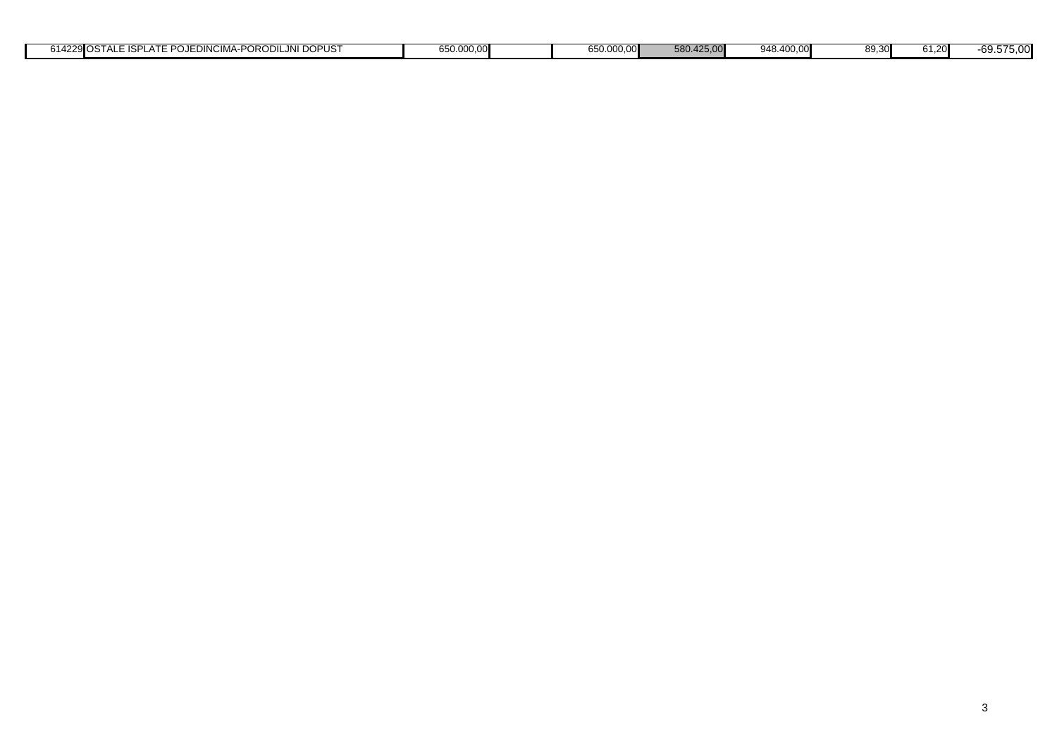| | | | | | | | | | |
|---|---|---|---|---|---|---|---|---|---|
| 614229 | OSTALE ISPLATE POJEDINCIMA-PORODILJNI DOPUST | 650.000,00 | | 650.000,00 | 580.425,00 | 948.400,00 | 89,30 | 61,20 | -69.575,00 |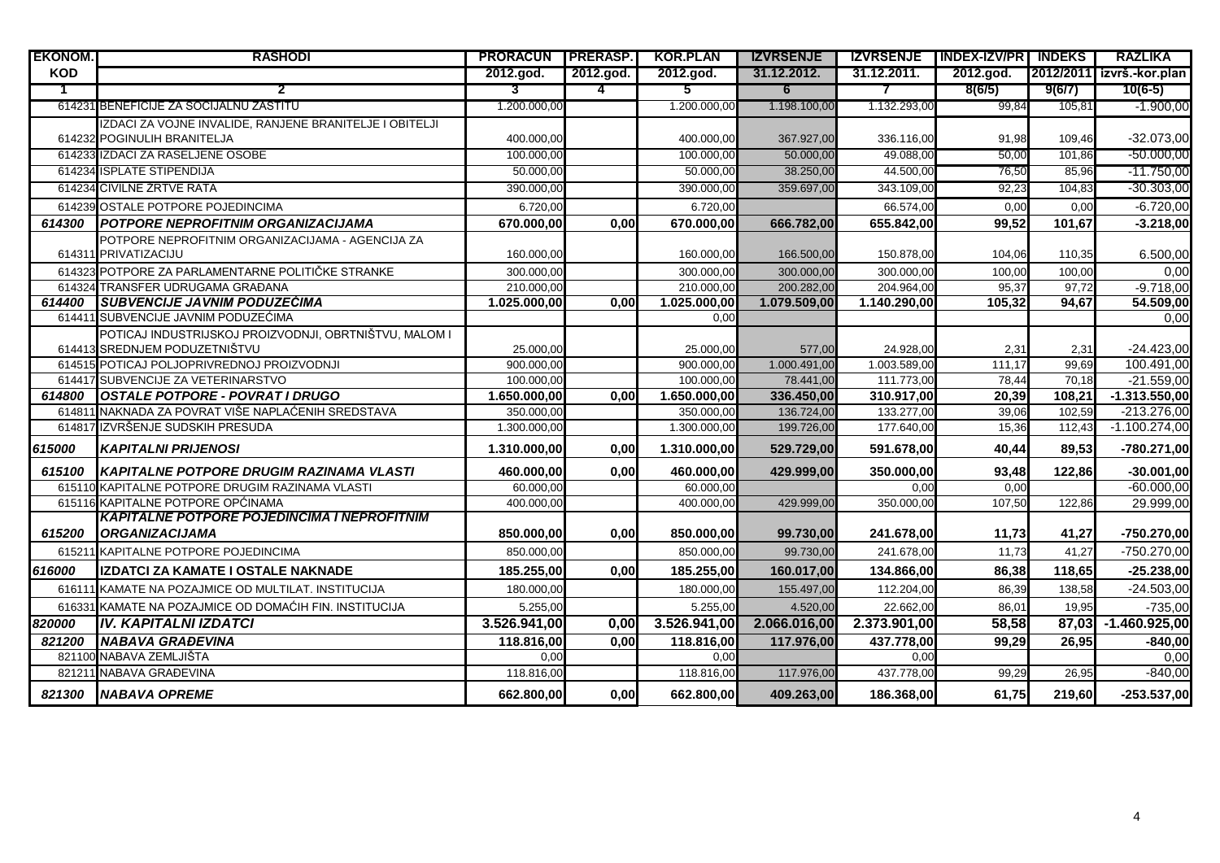| EKONOM. | RASHODI | PRORAČUN | PRERASP. | KOR.PLAN | IZVRŠENJE | IZVRŠENJE | INDEX-IZV/PR | INDEKS | RAZLIKA |
|---|---|---|---|---|---|---|---|---|---|
| KOD | | 2012.god. | 2012.god. | 2012.god. | 31.12.2012. | 31.12.2011. | 2012.god. | 2012/2011 | izvrš.-kor.plan |
| 1 | 2 | 3 | 4 | 5 | 6 | 7 | 8(6/5) | 9(6/7) | 10(6-5) |
| 614231 | BENEFICIJE ZA SOCIJALNU ZAŠTITU | 1.200.000,00 | | 1.200.000,00 | 1.198.100,00 | 1.132.293,00 | 99,84 | 105,81 | -1.900,00 |
| 614232 | IZDACI ZA VOJNE INVALIDE, RANJENE BRANITELJE I OBITELJI POGINULIH BRANITELJA | 400.000,00 | | 400.000,00 | 367.927,00 | 336.116,00 | 91,98 | 109,46 | -32.073,00 |
| 614233 | IZDACI ZA RASELJENE OSOBE | 100.000,00 | | 100.000,00 | 50.000,00 | 49.088,00 | 50,00 | 101,86 | -50.000,00 |
| 614234 | ISPLATE STIPENDIJA | 50.000,00 | | 50.000,00 | 38.250,00 | 44.500,00 | 76,50 | 85,96 | -11.750,00 |
| 614234 | CIVILNE ŽRTVE RATA | 390.000,00 | | 390.000,00 | 359.697,00 | 343.109,00 | 92,23 | 104,83 | -30.303,00 |
| 614239 | OSTALE POTPORE POJEDINCIMA | 6.720,00 | | 6.720,00 | | 66.574,00 | 0,00 | 0,00 | -6.720,00 |
| ***614300*** | ***POTPORE NEPROFITNIM ORGANIZACIJAMA*** | **670.000,00** | **0,00** | **670.000,00** | **666.782,00** | **655.842,00** | **99,52** | **101,67** | **-3.218,00** |
| 614311 | POTPORE NEPROFITNIM ORGANIZACIJAMA - AGENCIJA ZA PRIVATIZACIJU | 160.000,00 | | 160.000,00 | 166.500,00 | 150.878,00 | 104,06 | 110,35 | 6.500,00 |
| 614323 | POTPORE ZA PARLAMENTARNE POLITIČKE STRANKE | 300.000,00 | | 300.000,00 | 300.000,00 | 300.000,00 | 100,00 | 100,00 | 0,00 |
| 614324 | TRANSFER UDRUGAMA GRAĐANA | 210.000,00 | | 210.000,00 | 200.282,00 | 204.964,00 | 95,37 | 97,72 | -9.718,00 |
| ***614400*** | ***SUBVENCIJE JAVNIM PODUZEĆIMA*** | **1.025.000,00** | **0,00** | **1.025.000,00** | **1.079.509,00** | **1.140.290,00** | **105,32** | **94,67** | **54.509,00** |
| 614411 | SUBVENCIJE JAVNIM PODUZEĆIMA | | | 0,00 | | | | | 0,00 |
| 614413 | POTICAJ INDUSTRIJSKOJ PROIZVODNJI, OBRTNIŠTVU, MALOM I SREDNJEM PODUZETNIŠTVU | 25.000,00 | | 25.000,00 | 577,00 | 24.928,00 | 2,31 | 2,31 | -24.423,00 |
| 614515 | POTICAJ POLJOPRIVREDNOJ PROIZVODNJI | 900.000,00 | | 900.000,00 | 1.000.491,00 | 1.003.589,00 | 111,17 | 99,69 | 100.491,00 |
| 614417 | SUBVENCIJE ZA VETERINARSTVO | 100.000,00 | | 100.000,00 | 78.441,00 | 111.773,00 | 78,44 | 70,18 | -21.559,00 |
| ***614800*** | ***OSTALE POTPORE - POVRAT I DRUGO*** | **1.650.000,00** | **0,00** | **1.650.000,00** | **336.450,00** | **310.917,00** | **20,39** | **108,21** | **-1.313.550,00** |
| 614811 | NAKNADA ZA POVRAT VIŠE NAPLAĆENIH SREDSTAVA | 350.000,00 | | 350.000,00 | 136.724,00 | 133.277,00 | 39,06 | 102,59 | -213.276,00 |
| 614817 | IZVRŠENJE SUDSKIH PRESUDA | 1.300.000,00 | | 1.300.000,00 | 199.726,00 | 177.640,00 | 15,36 | 112,43 | -1.100.274,00 |
| ***615000*** | ***KAPITALNI PRIJENOSI*** | **1.310.000,00** | **0,00** | **1.310.000,00** | **529.729,00** | **591.678,00** | **40,44** | **89,53** | **-780.271,00** |
| ***615100*** | ***KAPITALNE POTPORE DRUGIM RAZINAMA VLASTI*** | **460.000,00** | **0,00** | **460.000,00** | **429.999,00** | **350.000,00** | **93,48** | **122,86** | **-30.001,00** |
| 615110 | KAPITALNE POTPORE DRUGIM RAZINAMA VLASTI | 60.000,00 | | 60.000,00 | | 0,00 | 0,00 | | -60.000,00 |
| 615116 | KAPITALNE POTPORE OPĆINAMA | 400.000,00 | | 400.000,00 | 429.999,00 | 350.000,00 | 107,50 | 122,86 | 29.999,00 |
| ***615200*** | ***KAPITALNE POTPORE POJEDINCIMA I NEPROFITNIM ORGANIZACIJAMA*** | **850.000,00** | **0,00** | **850.000,00** | **99.730,00** | **241.678,00** | **11,73** | **41,27** | **-750.270,00** |
| 615211 | KAPITALNE POTPORE POJEDINCIMA | 850.000,00 | | 850.000,00 | 99.730,00 | 241.678,00 | 11,73 | 41,27 | -750.270,00 |
| ***616000*** | **IZDATCI ZA KAMATE I OSTALE NAKNADE** | **185.255,00** | **0,00** | **185.255,00** | **160.017,00** | **134.866,00** | **86,38** | **118,65** | **-25.238,00** |
| 616111 | KAMATE NA POZAJMICE OD MULTILAT. INSTITUCIJA | 180.000,00 | | 180.000,00 | 155.497,00 | 112.204,00 | 86,39 | 138,58 | -24.503,00 |
| 616331 | KAMATE NA POZAJMICE OD DOMAĆIH FIN. INSTITUCIJA | 5.255,00 | | 5.255,00 | 4.520,00 | 22.662,00 | 86,01 | 19,95 | -735,00 |
| ***820000*** | ***IV. KAPITALNI IZDATCI*** | **3.526.941,00** | **0,00** | **3.526.941,00** | **2.066.016,00** | **2.373.901,00** | **58,58** | **87,03** | **-1.460.925,00** |
| ***821200*** | ***NABAVA GRAĐEVINA*** | **118.816,00** | **0,00** | **118.816,00** | **117.976,00** | **437.778,00** | **99,29** | **26,95** | **-840,00** |
| 821100 | NABAVA ZEMLJIŠTA | 0,00 | | 0,00 | | 0,00 | | | 0,00 |
| 821211 | NABAVA GRAĐEVINA | 118.816,00 | | 118.816,00 | 117.976,00 | 437.778,00 | 99,29 | 26,95 | -840,00 |
| ***821300*** | ***NABAVA OPREME*** | **662.800,00** | **0,00** | **662.800,00** | **409.263,00** | **186.368,00** | **61,75** | **219,60** | **-253.537,00** |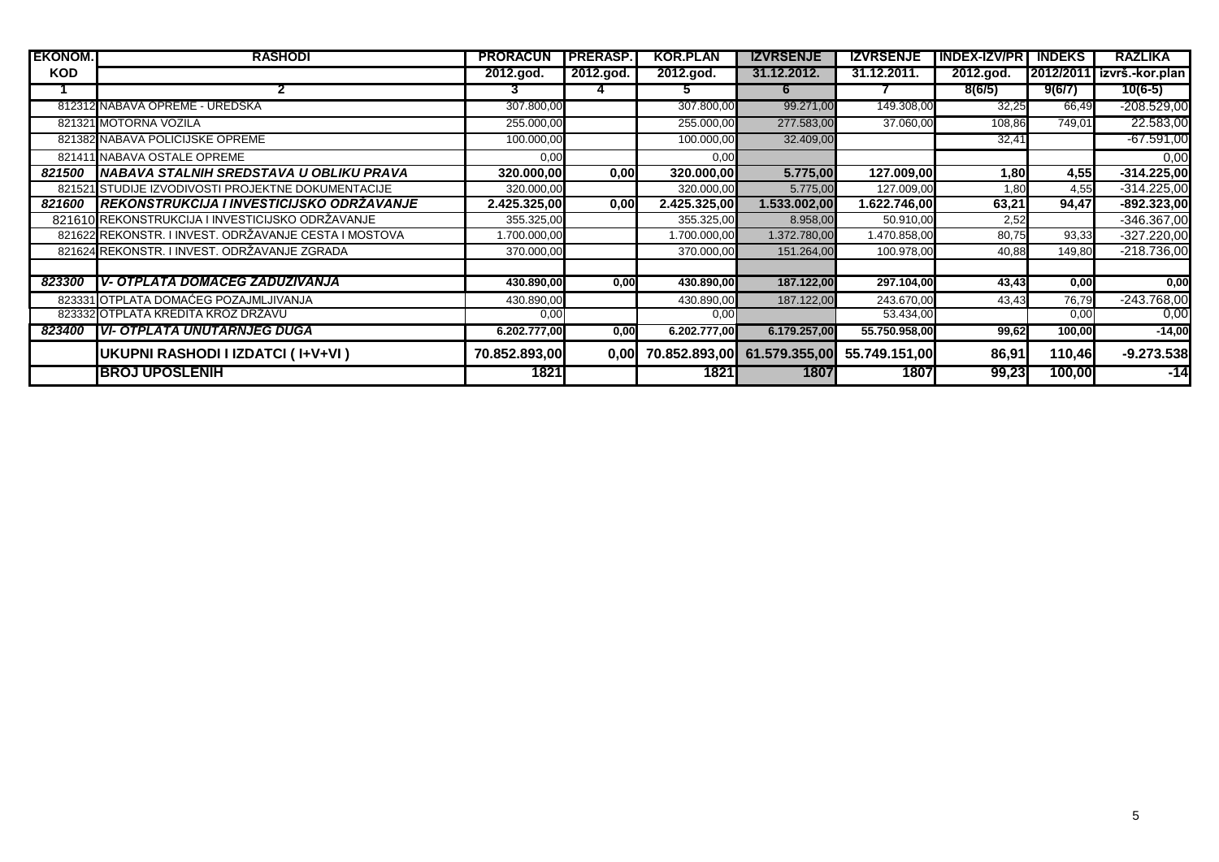| EKONOM. | RASHODI | PRORAČUN | PRERASP. | KOR.PLAN | IZVRŠENJE | IZVRŠENJE | INDEX-IZV/PR | INDEKS | RAZLIKA |
|---|---|---|---|---|---|---|---|---|---|
| KOD | | 2012.god. | 2012.god. | 2012.god. | 31.12.2012. | 31.12.2011. | 2012.god. | 2012/2011 | izvrš.-kor.plan |
| 1 | 2 | 3 | 4 | 5 | 6 | 7 | 8(6/5) | 9(6/7) | 10(6-5) |
| 812312 | NABAVA OPREME - UREDSKA | 307.800,00 | | 307.800,00 | 99.271,00 | 149.308,00 | 32,25 | 66,49 | -208.529,00 |
| 821321 | MOTORNA VOZILA | 255.000,00 | | 255.000,00 | 277.583,00 | 37.060,00 | 108,86 | 749,01 | 22.583,00 |
| 821382 | NABAVA POLICIJSKE OPREME | 100.000,00 | | 100.000,00 | 32.409,00 | | 32,41 | | -67.591,00 |
| 821411 | NABAVA OSTALE OPREME | 0,00 | | 0,00 | | | | | 0,00 |
| ***821500*** | ***NABAVA STALNIH SREDSTAVA U OBLIKU PRAVA*** | **320.000,00** | **0,00** | **320.000,00** | **5.775,00** | **127.009,00** | **1,80** | **4,55** | **-314.225,00** |
| 821521 | STUDIJE IZVODIVOSTI PROJEKTNE DOKUMENTACIJE | 320.000,00 | | 320.000,00 | 5.775,00 | 127.009,00 | 1,80 | 4,55 | -314.225,00 |
| ***821600*** | ***REKONSTRUKCIJA I INVESTICIJSKO ODRŽAVANJE*** | **2.425.325,00** | **0,00** | **2.425.325,00** | **1.533.002,00** | **1.622.746,00** | **63,21** | **94,47** | **-892.323,00** |
| 821610 | REKONSTRUKCIJA I INVESTICIJSKO ODRŽAVANJE | 355.325,00 | | 355.325,00 | 8.958,00 | 50.910,00 | 2,52 | | -346.367,00 |
| 821622 | REKONSTR. I INVEST. ODRŽAVANJE CESTA I MOSTOVA | 1.700.000,00 | | 1.700.000,00 | 1.372.780,00 | 1.470.858,00 | 80,75 | 93,33 | -327.220,00 |
| 821624 | REKONSTR. I INVEST. ODRŽAVANJE ZGRADA | 370.000,00 | | 370.000,00 | 151.264,00 | 100.978,00 | 40,88 | 149,80 | -218.736,00 |
| | | | | | | | | | |
| ***823300*** | ***V- OTPLATA DOMAĆEG ZADUŽIVANJA*** | **430.890,00** | **0,00** | **430.890,00** | **187.122,00** | **297.104,00** | **43,43** | **0,00** | **0,00** |
| 823331 | OTPLATA DOMAĆEG POZAJMLJIVANJA | 430.890,00 | | 430.890,00 | 187.122,00 | 243.670,00 | 43,43 | 76,79 | -243.768,00 |
| 823332 | OTPLATA KREDITA KROZ DRŽAVU | 0,00 | | 0,00 | | 53.434,00 | | 0,00 | 0,00 |
| ***823400*** | ***VI- OTPLATA UNUTARNJEG DUGA*** | **6.202.777,00** | **0,00** | **6.202.777,00** | **6.179.257,00** | **55.750.958,00** | **99,62** | **100,00** | **-14,00** |
| | **UKUPNI RASHODI I IZDATCI ( I+V+VI )** | **70.852.893,00** | **0,00** | **70.852.893,00** | **61.579.355,00** | **55.749.151,00** | **86,91** | **110,46** | **-9.273.538** |
| | **BROJ UPOSLENIH** | **1821** | | **1821** | **1807** | **1807** | **99,23** | **100,00** | **-14** |